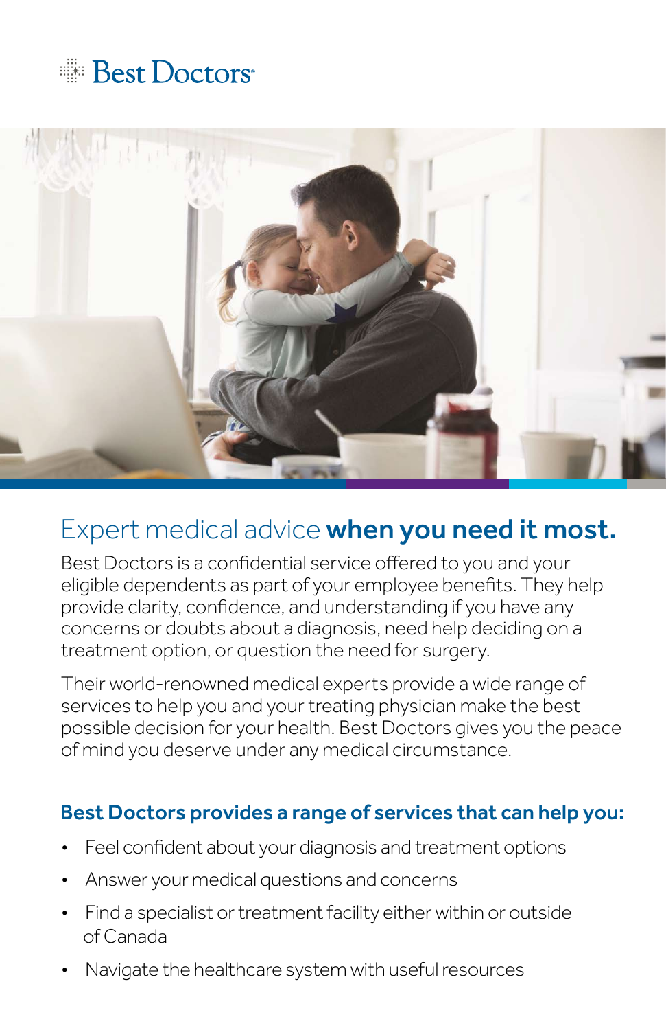Best Doctors

# Expert medical advice **when you need it most.**

Best Doctors is a confidential service offered to you and your eligible dependents as part of your employee benefits. They help provide clarity, confidence, and understanding if you have any concerns or doubts about a diagnosis, need help deciding on a treatment option, or question the need for surgery.

Their world-renowned medical experts provide a wide range of services to help you and your treating physician make the best possible decision for your health. Best Doctors gives you the peace of mind you deserve under any medical circumstance.

## Best Doctors provides a range of services that can help you:

- Feel confident about your diagnosis and treatment options
- Answer your medical questions and concerns
- Find a specialist or treatment facility either within or outside of Canada
- Navigate the healthcare system with useful resources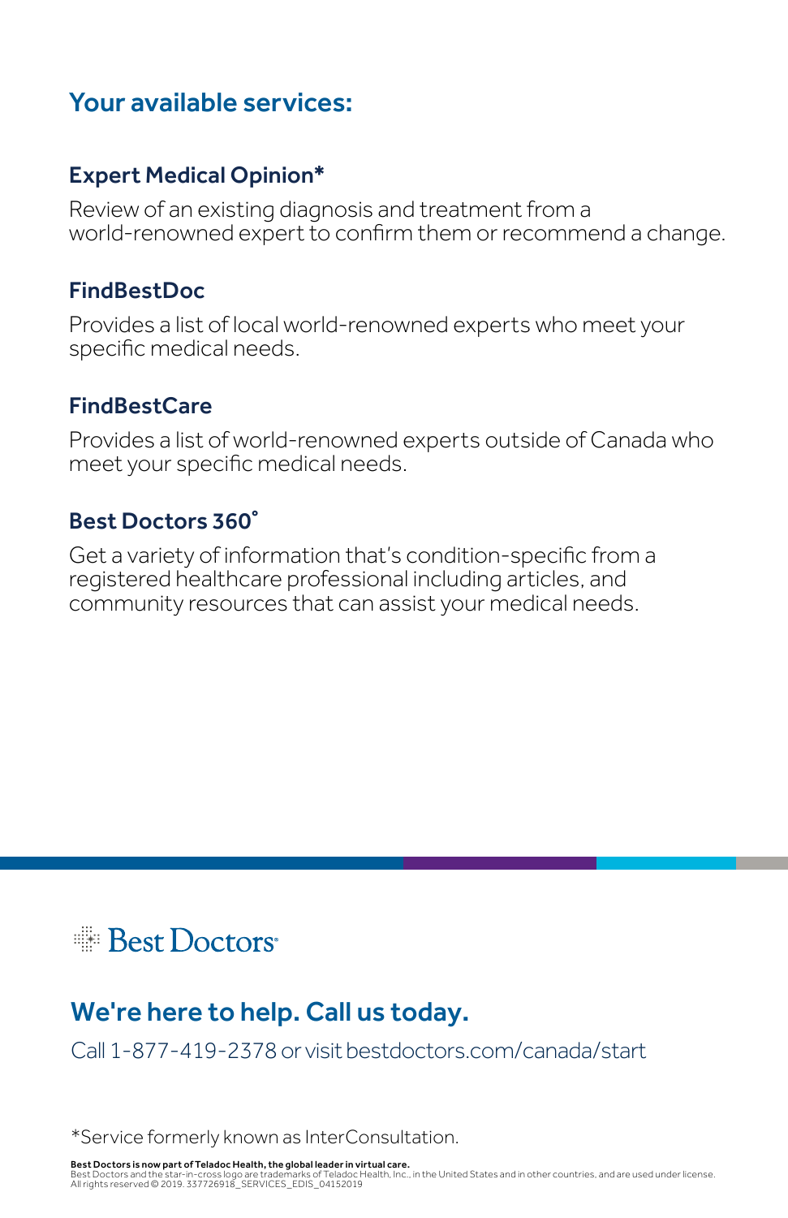## Your available services:

### Expert Medical Opinion*

Review of an existing diagnosis and treatment from a world-renowned expert to confirm them or recommend a change.

### FindBestDoc

Provides a list of local world-renowned experts who meet your specific medical needs.

### FindBestCare

Provides a list of world-renowned experts outside of Canada who meet your specific medical needs.

### Best Doctors 360°

Get a variety of information that's condition-specific from a registered healthcare professional including articles, and community resources that can assist your medical needs.

Best Doctors

## We're here to help. Call us today.

Call 1-877-419-2378 or visit bestdoctors.com/canada/start

*Service formerly known as InterConsultation.

**Best Doctors is now part of Teladoc Health, the global leader in virtual care.**
Best Doctors and the star-in-cross logo are trademarks of Teladoc Health, Inc., in the United States and in other countries, and are used under license.
All rights reserved © 2019. 337726918_SERVICES_EDIS_04152019